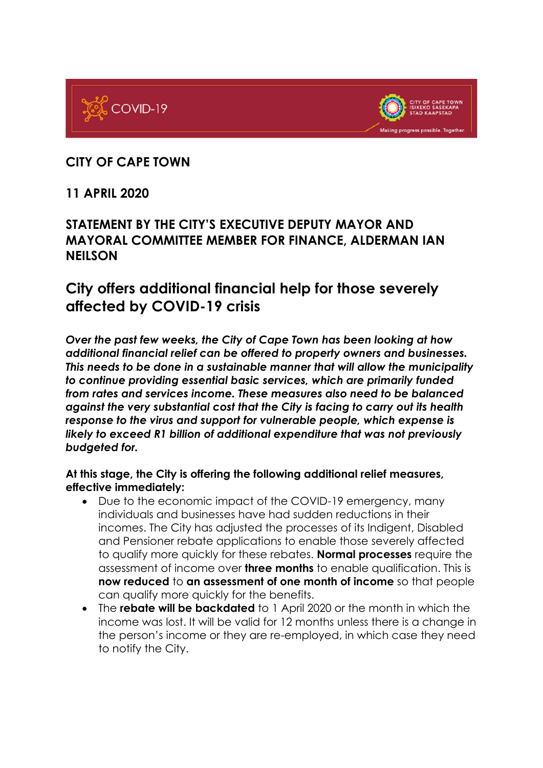**CITY OF CAPE TOWN**

**11 APRIL 2020**

**STATEMENT BY THE CITY'S EXECUTIVE DEPUTY MAYOR AND MAYORAL COMMITTEE MEMBER FOR FINANCE, ALDERMAN IAN NEILSON**

## City offers additional financial help for those severely affected by COVID-19 crisis

***Over the past few weeks, the City of Cape Town has been looking at how additional financial relief can be offered to property owners and businesses. This needs to be done in a sustainable manner that will allow the municipality to continue providing essential basic services, which are primarily funded from rates and services income. These measures also need to be balanced against the very substantial cost that the City is facing to carry out its health response to the virus and support for vulnerable people, which expense is likely to exceed R1 billion of additional expenditure that was not previously budgeted for.***

**At this stage, the City is offering the following additional relief measures, effective immediately:**

- Due to the economic impact of the COVID-19 emergency, many individuals and businesses have had sudden reductions in their incomes. The City has adjusted the processes of its Indigent, Disabled and Pensioner rebate applications to enable those severely affected to qualify more quickly for these rebates. **Normal processes** require the assessment of income over **three months** to enable qualification. This is **now reduced** to **an assessment of one month of income** so that people can qualify more quickly for the benefits.
- The **rebate will be backdated** to 1 April 2020 or the month in which the income was lost. It will be valid for 12 months unless there is a change in the person's income or they are re-employed, in which case they need to notify the City.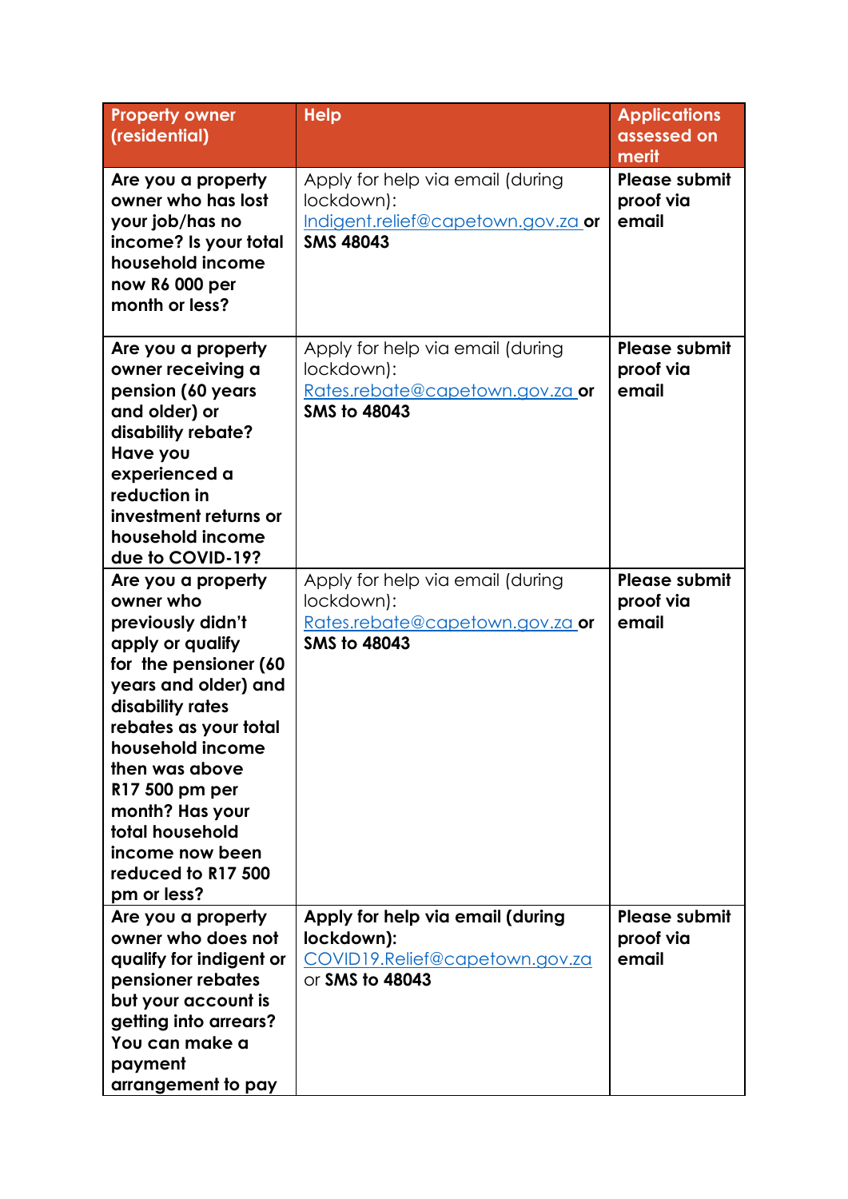| Property owner (residential) | Help | Applications assessed on merit |
|---|---|---|
| **Are you a property owner who has lost your job/has no income? Is your total household income now R6 000 per month or less?** | Apply for help via email (during lockdown): Indigent.relief@capetown.gov.za **or SMS 48043** | **Please submit proof via email** |
| **Are you a property owner receiving a pension (60 years and older) or disability rebate? Have you experienced a reduction in investment returns or household income due to COVID-19?** | Apply for help via email (during lockdown): Rates.rebate@capetown.gov.za **or SMS to 48043** | **Please submit proof via email** |
| **Are you a property owner who previously didn't apply or qualify for the pensioner (60 years and older) and disability rates rebates as your total household income then was above R17 500 pm per month? Has your total household income now been reduced to R17 500 pm or less?** | Apply for help via email (during lockdown): Rates.rebate@capetown.gov.za **or SMS to 48043** | **Please submit proof via email** |
| **Are you a property owner who does not qualify for indigent or pensioner rebates but your account is getting into arrears? You can make a payment arrangement to pay** | **Apply for help via email (during lockdown):** COVID19.Relief@capetown.gov.za or **SMS to 48043** | **Please submit proof via email** |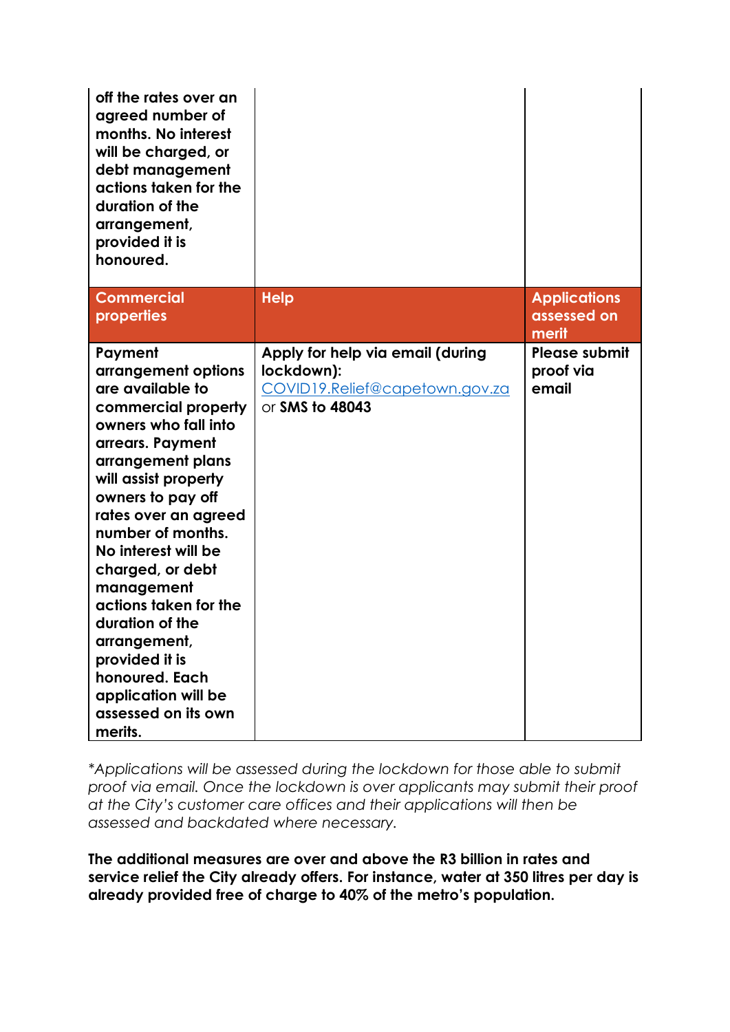| | | |
|---|---|---|
| **off the rates over an agreed number of months. No interest will be charged, or debt management actions taken for the duration of the arrangement, provided it is honoured.** | | |
| **Commercial properties** | **Help** | **Applications assessed on merit** |
| **Payment arrangement options are available to commercial property owners who fall into arrears. Payment arrangement plans will assist property owners to pay off rates over an agreed number of months. No interest will be charged, or debt management actions taken for the duration of the arrangement, provided it is honoured. Each application will be assessed on its own merits.** | **Apply for help via email (during lockdown):** COVID19.Relief@capetown.gov.za or **SMS to 48043** | **Please submit proof via email** |

*\*Applications will be assessed during the lockdown for those able to submit proof via email. Once the lockdown is over applicants may submit their proof at the City's customer care offices and their applications will then be assessed and backdated where necessary.*

**The additional measures are over and above the R3 billion in rates and service relief the City already offers. For instance, water at 350 litres per day is already provided free of charge to 40% of the metro's population.**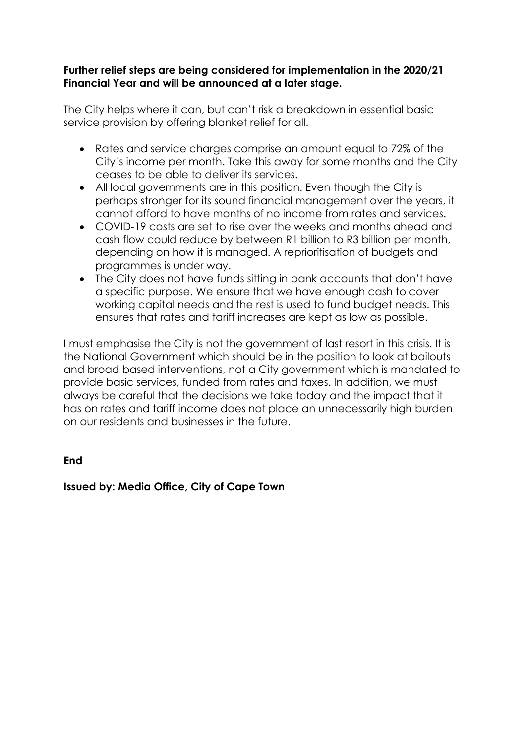**Further relief steps are being considered for implementation in the 2020/21 Financial Year and will be announced at a later stage.**

The City helps where it can, but can't risk a breakdown in essential basic service provision by offering blanket relief for all.

- Rates and service charges comprise an amount equal to 72% of the City's income per month. Take this away for some months and the City ceases to be able to deliver its services.
- All local governments are in this position. Even though the City is perhaps stronger for its sound financial management over the years, it cannot afford to have months of no income from rates and services.
- COVID-19 costs are set to rise over the weeks and months ahead and cash flow could reduce by between R1 billion to R3 billion per month, depending on how it is managed. A reprioritisation of budgets and programmes is under way.
- The City does not have funds sitting in bank accounts that don't have a specific purpose. We ensure that we have enough cash to cover working capital needs and the rest is used to fund budget needs. This ensures that rates and tariff increases are kept as low as possible.

I must emphasise the City is not the government of last resort in this crisis. It is the National Government which should be in the position to look at bailouts and broad based interventions, not a City government which is mandated to provide basic services, funded from rates and taxes. In addition, we must always be careful that the decisions we take today and the impact that it has on rates and tariff income does not place an unnecessarily high burden on our residents and businesses in the future.

**End**

**Issued by: Media Office, City of Cape Town**